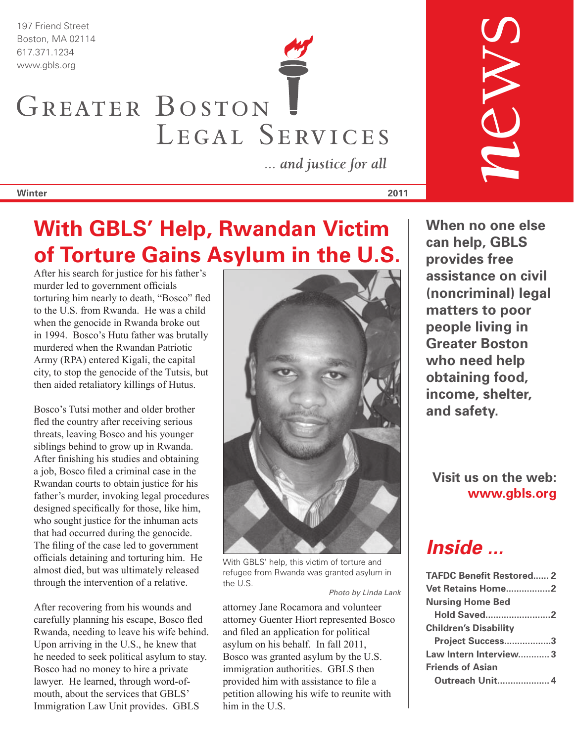197 Friend Street
Boston, MA 02114
617.371.1234
www.gbls.org

# Greater Boston Legal Services

*... and justice for all*

**news**

**Winter** **2011**

## With GBLS' Help, Rwandan Victim of Torture Gains Asylum in the U.S.

After his search for justice for his father's murder led to government officials torturing him nearly to death, "Bosco" fled to the U.S. from Rwanda. He was a child when the genocide in Rwanda broke out in 1994. Bosco's Hutu father was brutally murdered when the Rwandan Patriotic Army (RPA) entered Kigali, the capital city, to stop the genocide of the Tutsis, but then aided retaliatory killings of Hutus.

Bosco's Tutsi mother and older brother fled the country after receiving serious threats, leaving Bosco and his younger siblings behind to grow up in Rwanda. After finishing his studies and obtaining a job, Bosco filed a criminal case in the Rwandan courts to obtain justice for his father's murder, invoking legal procedures designed specifically for those, like him, who sought justice for the inhuman acts that had occurred during the genocide. The filing of the case led to government officials detaining and torturing him. He almost died, but was ultimately released through the intervention of a relative.

After recovering from his wounds and carefully planning his escape, Bosco fled Rwanda, needing to leave his wife behind. Upon arriving in the U.S., he knew that he needed to seek political asylum to stay. Bosco had no money to hire a private lawyer. He learned, through word-of-mouth, about the services that GBLS' Immigration Law Unit provides. GBLS attorney Jane Rocamora and volunteer attorney Guenter Hiort represented Bosco and filed an application for political asylum on his behalf. In fall 2011, Bosco was granted asylum by the U.S. immigration authorities. GBLS then provided him with assistance to file a petition allowing his wife to reunite with him in the U.S.

With GBLS' help, this victim of torture and refugee from Rwanda was granted asylum in the U.S.

*Photo by Linda Lank*

**When no one else can help, GBLS provides free assistance on civil (noncriminal) legal matters to poor people living in Greater Boston who need help obtaining food, income, shelter, and safety.**

**Visit us on the web: www.gbls.org**

## *Inside ...*

| | |
|---|---|
| TAFDC Benefit Restored | 2 |
| Vet Retains Home | 2 |
| Nursing Home Bed Hold Saved | 2 |
| Children's Disability Project Success | 3 |
| Law Intern Interview | 3 |
| Friends of Asian Outreach Unit | 4 |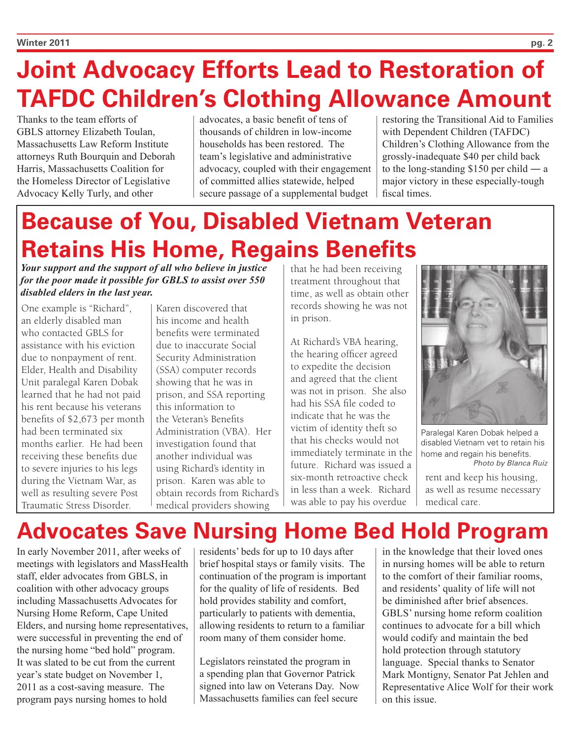# Joint Advocacy Efforts Lead to Restoration of TAFDC Children's Clothing Allowance Amount

Thanks to the team efforts of GBLS attorney Elizabeth Toulan, Massachusetts Law Reform Institute attorneys Ruth Bourquin and Deborah Harris, Massachusetts Coalition for the Homeless Director of Legislative Advocacy Kelly Turly, and other advocates, a basic benefit of tens of thousands of children in low-income households has been restored. The team's legislative and administrative advocacy, coupled with their engagement of committed allies statewide, helped secure passage of a supplemental budget restoring the Transitional Aid to Families with Dependent Children (TAFDC) Children's Clothing Allowance from the grossly-inadequate $40 per child back to the long-standing $150 per child — a major victory in these especially-tough fiscal times.

# Because of You, Disabled Vietnam Veteran Retains His Home, Regains Benefits

***Your support and the support of all who believe in justice for the poor made it possible for GBLS to assist over 550 disabled elders in the last year.***

One example is "Richard", an elderly disabled man who contacted GBLS for assistance with his eviction due to nonpayment of rent. Elder, Health and Disability Unit paralegal Karen Dobak learned that he had not paid his rent because his veterans benefits of $2,673 per month had been terminated six months earlier. He had been receiving these benefits due to severe injuries to his legs during the Vietnam War, as well as resulting severe Post Traumatic Stress Disorder.

Karen discovered that his income and health benefits were terminated due to inaccurate Social Security Administration (SSA) computer records showing that he was in prison, and SSA reporting this information to the Veteran's Benefits Administration (VBA). Her investigation found that another individual was using Richard's identity in prison. Karen was able to obtain records from Richard's medical providers showing that he had been receiving treatment throughout that time, as well as obtain other records showing he was not in prison.

At Richard's VBA hearing, the hearing officer agreed to expedite the decision and agreed that the client was not in prison. She also had his SSA file coded to indicate that he was the victim of identity theft so that his checks would not immediately terminate in the future. Richard was issued a six-month retroactive check in less than a week. Richard was able to pay his overdue rent and keep his housing, as well as resume necessary medical care.

Paralegal Karen Dobak helped a disabled Vietnam vet to retain his home and regain his benefits.
*Photo by Blanca Ruiz*

# Advocates Save Nursing Home Bed Hold Program

In early November 2011, after weeks of meetings with legislators and MassHealth staff, elder advocates from GBLS, in coalition with other advocacy groups including Massachusetts Advocates for Nursing Home Reform, Cape United Elders, and nursing home representatives, were successful in preventing the end of the nursing home "bed hold" program. It was slated to be cut from the current year's state budget on November 1, 2011 as a cost-saving measure. The program pays nursing homes to hold residents' beds for up to 10 days after brief hospital stays or family visits. The continuation of the program is important for the quality of life of residents. Bed hold provides stability and comfort, particularly to patients with dementia, allowing residents to return to a familiar room many of them consider home.

Legislators reinstated the program in a spending plan that Governor Patrick signed into law on Veterans Day. Now Massachusetts families can feel secure in the knowledge that their loved ones in nursing homes will be able to return to the comfort of their familiar rooms, and residents' quality of life will not be diminished after brief absences. GBLS' nursing home reform coalition continues to advocate for a bill which would codify and maintain the bed hold protection through statutory language. Special thanks to Senator Mark Montigny, Senator Pat Jehlen and Representative Alice Wolf for their work on this issue.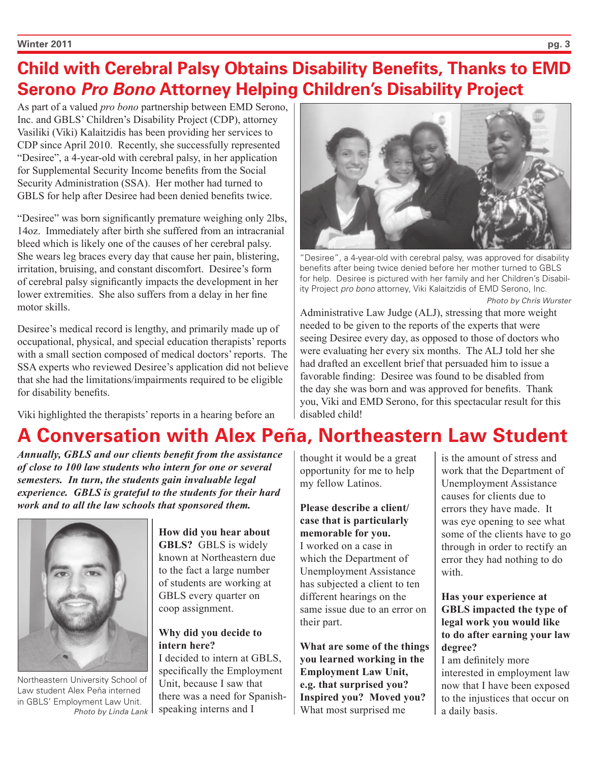# Child with Cerebral Palsy Obtains Disability Benefits, Thanks to EMD Serono *Pro Bono* Attorney Helping Children's Disability Project

As part of a valued *pro bono* partnership between EMD Serono, Inc. and GBLS' Children's Disability Project (CDP), attorney Vasiliki (Viki) Kalaitzidis has been providing her services to CDP since April 2010. Recently, she successfully represented "Desiree", a 4-year-old with cerebral palsy, in her application for Supplemental Security Income benefits from the Social Security Administration (SSA). Her mother had turned to GBLS for help after Desiree had been denied benefits twice.

"Desiree" was born significantly premature weighing only 2lbs, 14oz. Immediately after birth she suffered from an intracranial bleed which is likely one of the causes of her cerebral palsy. She wears leg braces every day that cause her pain, blistering, irritation, bruising, and constant discomfort. Desiree's form of cerebral palsy significantly impacts the development in her lower extremities. She also suffers from a delay in her fine motor skills.

Desiree's medical record is lengthy, and primarily made up of occupational, physical, and special education therapists' reports with a small section composed of medical doctors' reports. The SSA experts who reviewed Desiree's application did not believe that she had the limitations/impairments required to be eligible for disability benefits.

Viki highlighted the therapists' reports in a hearing before an Administrative Law Judge (ALJ), stressing that more weight needed to be given to the reports of the experts that were seeing Desiree every day, as opposed to those of doctors who were evaluating her every six months. The ALJ told her she had drafted an excellent brief that persuaded him to issue a favorable finding: Desiree was found to be disabled from the day she was born and was approved for benefits. Thank you, Viki and EMD Serono, for this spectacular result for this disabled child!

"Desiree", a 4-year-old with cerebral palsy, was approved for disability benefits after being twice denied before her mother turned to GBLS for help. Desiree is pictured with her family and her Children's Disability Project *pro bono* attorney, Viki Kalaitzidis of EMD Serono, Inc.
*Photo by Chris Wurster*

# A Conversation with Alex Peña, Northeastern Law Student

***Annually, GBLS and our clients benefit from the assistance of close to 100 law students who intern for one or several semesters. In turn, the students gain invaluable legal experience. GBLS is grateful to the students for their hard work and to all the law schools that sponsored them.***

Northeastern University School of Law student Alex Peña interned in GBLS' Employment Law Unit.
*Photo by Linda Lank*

**How did you hear about GBLS?** GBLS is widely known at Northeastern due to the fact a large number of students are working at GBLS every quarter on coop assignment.

**Why did you decide to intern here?**
I decided to intern at GBLS, specifically the Employment Unit, because I saw that there was a need for Spanish-speaking interns and I thought it would be a great opportunity for me to help my fellow Latinos.

**Please describe a client/case that is particularly memorable for you.**
I worked on a case in which the Department of Unemployment Assistance has subjected a client to ten different hearings on the same issue due to an error on their part.

**What are some of the things you learned working in the Employment Law Unit, e.g. that surprised you? Inspired you? Moved you?**
What most surprised me is the amount of stress and work that the Department of Unemployment Assistance causes for clients due to errors they have made. It was eye opening to see what some of the clients have to go through in order to rectify an error they had nothing to do with.

**Has your experience at GBLS impacted the type of legal work you would like to do after earning your law degree?**
I am definitely more interested in employment law now that I have been exposed to the injustices that occur on a daily basis.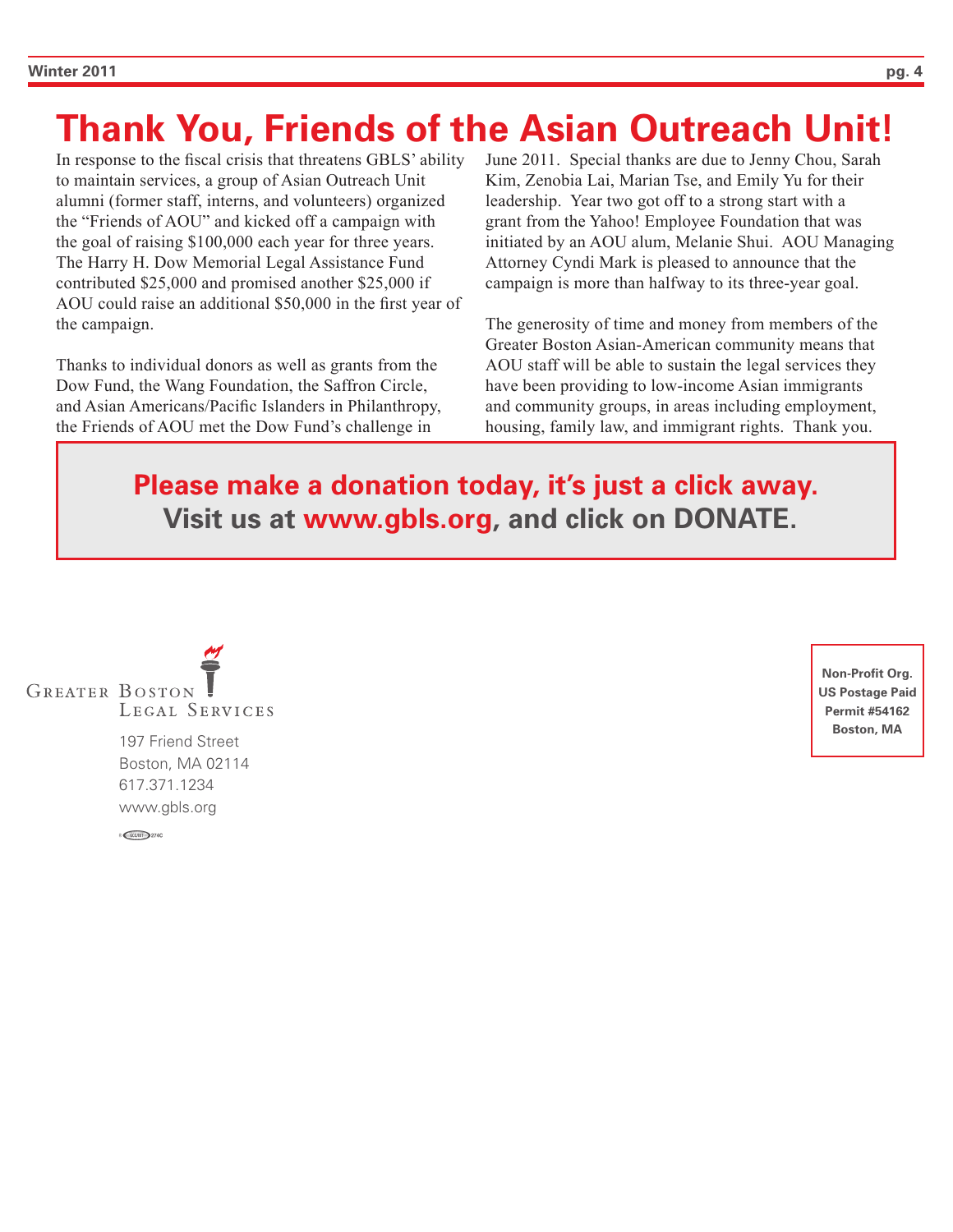# Thank You, Friends of the Asian Outreach Unit!

In response to the fiscal crisis that threatens GBLS' ability to maintain services, a group of Asian Outreach Unit alumni (former staff, interns, and volunteers) organized the "Friends of AOU" and kicked off a campaign with the goal of raising $100,000 each year for three years. The Harry H. Dow Memorial Legal Assistance Fund contributed $25,000 and promised another $25,000 if AOU could raise an additional $50,000 in the first year of the campaign.

Thanks to individual donors as well as grants from the Dow Fund, the Wang Foundation, the Saffron Circle, and Asian Americans/Pacific Islanders in Philanthropy, the Friends of AOU met the Dow Fund's challenge in June 2011. Special thanks are due to Jenny Chou, Sarah Kim, Zenobia Lai, Marian Tse, and Emily Yu for their leadership. Year two got off to a strong start with a grant from the Yahoo! Employee Foundation that was initiated by an AOU alum, Melanie Shui. AOU Managing Attorney Cyndi Mark is pleased to announce that the campaign is more than halfway to its three-year goal.

The generosity of time and money from members of the Greater Boston Asian-American community means that AOU staff will be able to sustain the legal services they have been providing to low-income Asian immigrants and community groups, in areas including employment, housing, family law, and immigrant rights. Thank you.

**Please make a donation today, it's just a click away.**
**Visit us at www.gbls.org, and click on DONATE.**

Greater Boston Legal Services
197 Friend Street
Boston, MA 02114
617.371.1234
www.gbls.org

Non-Profit Org.
US Postage Paid
Permit #54162
Boston, MA